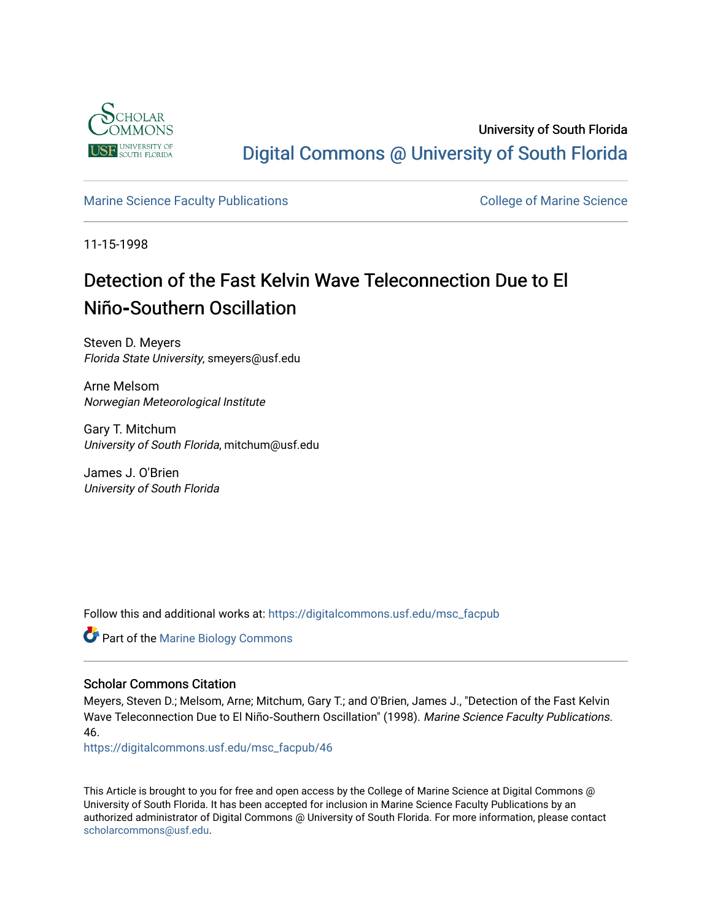University of South Florida

Digital Commons @ University of South Florida

Marine Science Faculty Publications

College of Marine Science

11-15-1998

# Detection of the Fast Kelvin Wave Teleconnection Due to El Niño-Southern Oscillation

Steven D. Meyers
*Florida State University*, smeyers@usf.edu

Arne Melsom
*Norwegian Meteorological Institute*

Gary T. Mitchum
*University of South Florida*, mitchum@usf.edu

James J. O'Brien
*University of South Florida*

Follow this and additional works at: https://digitalcommons.usf.edu/msc_facpub

Part of the Marine Biology Commons

## Scholar Commons Citation

Meyers, Steven D.; Melsom, Arne; Mitchum, Gary T.; and O'Brien, James J., "Detection of the Fast Kelvin Wave Teleconnection Due to El Niño-Southern Oscillation" (1998). *Marine Science Faculty Publications*. 46.
https://digitalcommons.usf.edu/msc_facpub/46

This Article is brought to you for free and open access by the College of Marine Science at Digital Commons @ University of South Florida. It has been accepted for inclusion in Marine Science Faculty Publications by an authorized administrator of Digital Commons @ University of South Florida. For more information, please contact scholarcommons@usf.edu.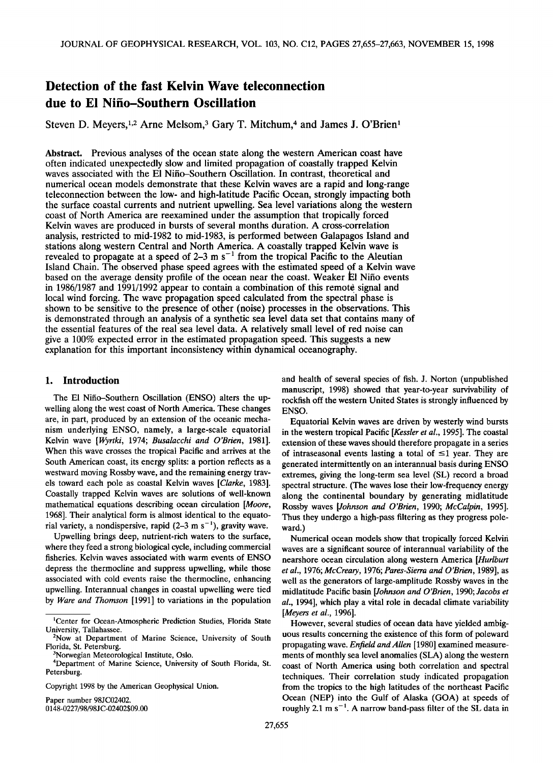# Detection of the fast Kelvin Wave teleconnection due to El Niño–Southern Oscillation

Steven D. Meyers,[1,2] Arne Melsom,[3] Gary T. Mitchum,[4] and James J. O'Brien[1]

**Abstract.** Previous analyses of the ocean state along the western American coast have often indicated unexpectedly slow and limited propagation of coastally trapped Kelvin waves associated with the El Niño–Southern Oscillation. In contrast, theoretical and numerical ocean models demonstrate that these Kelvin waves are a rapid and long-range teleconnection between the low- and high-latitude Pacific Ocean, strongly impacting both the surface coastal currents and nutrient upwelling. Sea level variations along the western coast of North America are reexamined under the assumption that tropically forced Kelvin waves are produced in bursts of several months duration. A cross-correlation analysis, restricted to mid-1982 to mid-1983, is performed between Galapagos Island and stations along western Central and North America. A coastally trapped Kelvin wave is revealed to propagate at a speed of 2–3 m s$^{-1}$ from the tropical Pacific to the Aleutian Island Chain. The observed phase speed agrees with the estimated speed of a Kelvin wave based on the average density profile of the ocean near the coast. Weaker El Niño events in 1986/1987 and 1991/1992 appear to contain a combination of this remote signal and local wind forcing. The wave propagation speed calculated from the spectral phase is shown to be sensitive to the presence of other (noise) processes in the observations. This is demonstrated through an analysis of a synthetic sea level data set that contains many of the essential features of the real sea level data. A relatively small level of red noise can give a 100% expected error in the estimated propagation speed. This suggests a new explanation for this important inconsistency within dynamical oceanography.

## 1. Introduction

The El Niño–Southern Oscillation (ENSO) alters the upwelling along the west coast of North America. These changes are, in part, produced by an extension of the oceanic mechanism underlying ENSO, namely, a large-scale equatorial Kelvin wave [*Wyrtki*, 1974; *Busalacchi and O'Brien*, 1981]. When this wave crosses the tropical Pacific and arrives at the South American coast, its energy splits: a portion reflects as a westward moving Rossby wave, and the remaining energy travels toward each pole as coastal Kelvin waves [*Clarke*, 1983]. Coastally trapped Kelvin waves are solutions of well-known mathematical equations describing ocean circulation [*Moore*, 1968]. Their analytical form is almost identical to the equatorial variety, a nondispersive, rapid (2–3 m s$^{-1}$), gravity wave.

Upwelling brings deep, nutrient-rich waters to the surface, where they feed a strong biological cycle, including commercial fisheries. Kelvin waves associated with warm events of ENSO depress the thermocline and suppress upwelling, while those associated with cold events raise the thermocline, enhancing upwelling. Interannual changes in coastal upwelling were tied by *Ware and Thomson* [1991] to variations in the population and health of several species of fish. J. Norton (unpublished manuscript, 1998) showed that year-to-year survivability of rockfish off the western United States is strongly influenced by ENSO.

Equatorial Kelvin waves are driven by westerly wind bursts in the western tropical Pacific [*Kessler et al.*, 1995]. The coastal extension of these waves should therefore propagate in a series of intraseasonal events lasting a total of ≤1 year. They are generated intermittently on an interannual basis during ENSO extremes, giving the long-term sea level (SL) record a broad spectral structure. (The waves lose their low-frequency energy along the continental boundary by generating midlatitude Rossby waves [*Johnson and O'Brien*, 1990; *McCalpin*, 1995]. Thus they undergo a high-pass filtering as they progress poleward.)

Numerical ocean models show that tropically forced Kelvin waves are a significant source of interannual variability of the nearshore ocean circulation along western America [*Hurlburt et al.*, 1976; *McCreary*, 1976; *Pares-Sierra and O'Brien*, 1989], as well as the generators of large-amplitude Rossby waves in the midlatitude Pacific basin [*Johnson and O'Brien*, 1990; *Jacobs et al.*, 1994], which play a vital role in decadal climate variability [*Meyers et al.*, 1996].

However, several studies of ocean data have yielded ambiguous results concerning the existence of this form of poleward propagating wave. *Enfield and Allen* [1980] examined measurements of monthly sea level anomalies (SLA) along the western coast of North America using both correlation and spectral techniques. Their correlation study indicated propagation from the tropics to the high latitudes of the northeast Pacific Ocean (NEP) into the Gulf of Alaska (GOA) at speeds of roughly 2.1 m s$^{-1}$. A narrow band-pass filter of the SL data in

[1]Center for Ocean-Atmospheric Prediction Studies, Florida State University, Tallahassee.

[2]Now at Department of Marine Science, University of South Florida, St. Petersburg.

[3]Norwegian Meteorological Institute, Oslo.

[4]Department of Marine Science, University of South Florida, St. Petersburg.

Copyright 1998 by the American Geophysical Union.

Paper number 98JC02402.
0148-0227/98/98JC-02402$09.00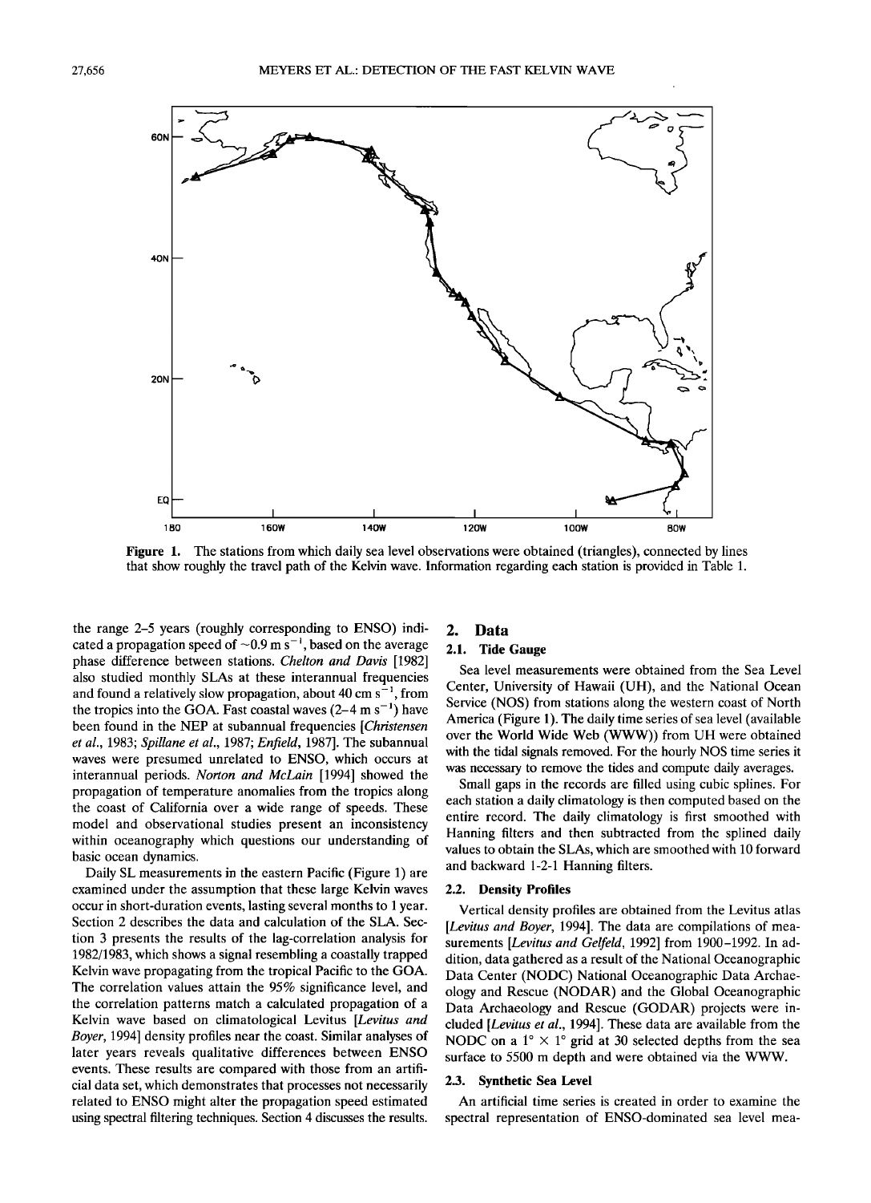Figure 1. The stations from which daily sea level observations were obtained (triangles), connected by lines that show roughly the travel path of the Kelvin wave. Information regarding each station is provided in Table 1.

the range 2–5 years (roughly corresponding to ENSO) indicated a propagation speed of $\sim$0.9 m s$^{-1}$, based on the average phase difference between stations. *Chelton and Davis* [1982] also studied monthly SLAs at these interannual frequencies and found a relatively slow propagation, about 40 cm s$^{-1}$, from the tropics into the GOA. Fast coastal waves (2–4 m s$^{-1}$) have been found in the NEP at subannual frequencies [*Christensen et al.*, 1983; *Spillane et al.*, 1987; *Enfield*, 1987]. The subannual waves were presumed unrelated to ENSO, which occurs at interannual periods. *Norton and McLain* [1994] showed the propagation of temperature anomalies from the tropics along the coast of California over a wide range of speeds. These model and observational studies present an inconsistency within oceanography which questions our understanding of basic ocean dynamics.

Daily SL measurements in the eastern Pacific (Figure 1) are examined under the assumption that these large Kelvin waves occur in short-duration events, lasting several months to 1 year. Section 2 describes the data and calculation of the SLA. Section 3 presents the results of the lag-correlation analysis for 1982/1983, which shows a signal resembling a coastally trapped Kelvin wave propagating from the tropical Pacific to the GOA. The correlation values attain the 95% significance level, and the correlation patterns match a calculated propagation of a Kelvin wave based on climatological Levitus [*Levitus and Boyer*, 1994] density profiles near the coast. Similar analyses of later years reveals qualitative differences between ENSO events. These results are compared with those from an artificial data set, which demonstrates that processes not necessarily related to ENSO might alter the propagation speed estimated using spectral filtering techniques. Section 4 discusses the results.

## 2. Data

### 2.1. Tide Gauge

Sea level measurements were obtained from the Sea Level Center, University of Hawaii (UH), and the National Ocean Service (NOS) from stations along the western coast of North America (Figure 1). The daily time series of sea level (available over the World Wide Web (WWW)) from UH were obtained with the tidal signals removed. For the hourly NOS time series it was necessary to remove the tides and compute daily averages.

Small gaps in the records are filled using cubic splines. For each station a daily climatology is then computed based on the entire record. The daily climatology is first smoothed with Hanning filters and then subtracted from the splined daily values to obtain the SLAs, which are smoothed with 10 forward and backward 1-2-1 Hanning filters.

### 2.2. Density Profiles

Vertical density profiles are obtained from the Levitus atlas [*Levitus and Boyer*, 1994]. The data are compilations of measurements [*Levitus and Gelfeld*, 1992] from 1900–1992. In addition, data gathered as a result of the National Oceanographic Data Center (NODC) National Oceanographic Data Archaeology and Rescue (NODAR) and the Global Oceanographic Data Archaeology and Rescue (GODAR) projects were included [*Levitus et al.*, 1994]. These data are available from the NODC on a 1° × 1° grid at 30 selected depths from the sea surface to 5500 m depth and were obtained via the WWW.

### 2.3. Synthetic Sea Level

An artificial time series is created in order to examine the spectral representation of ENSO-dominated sea level mea-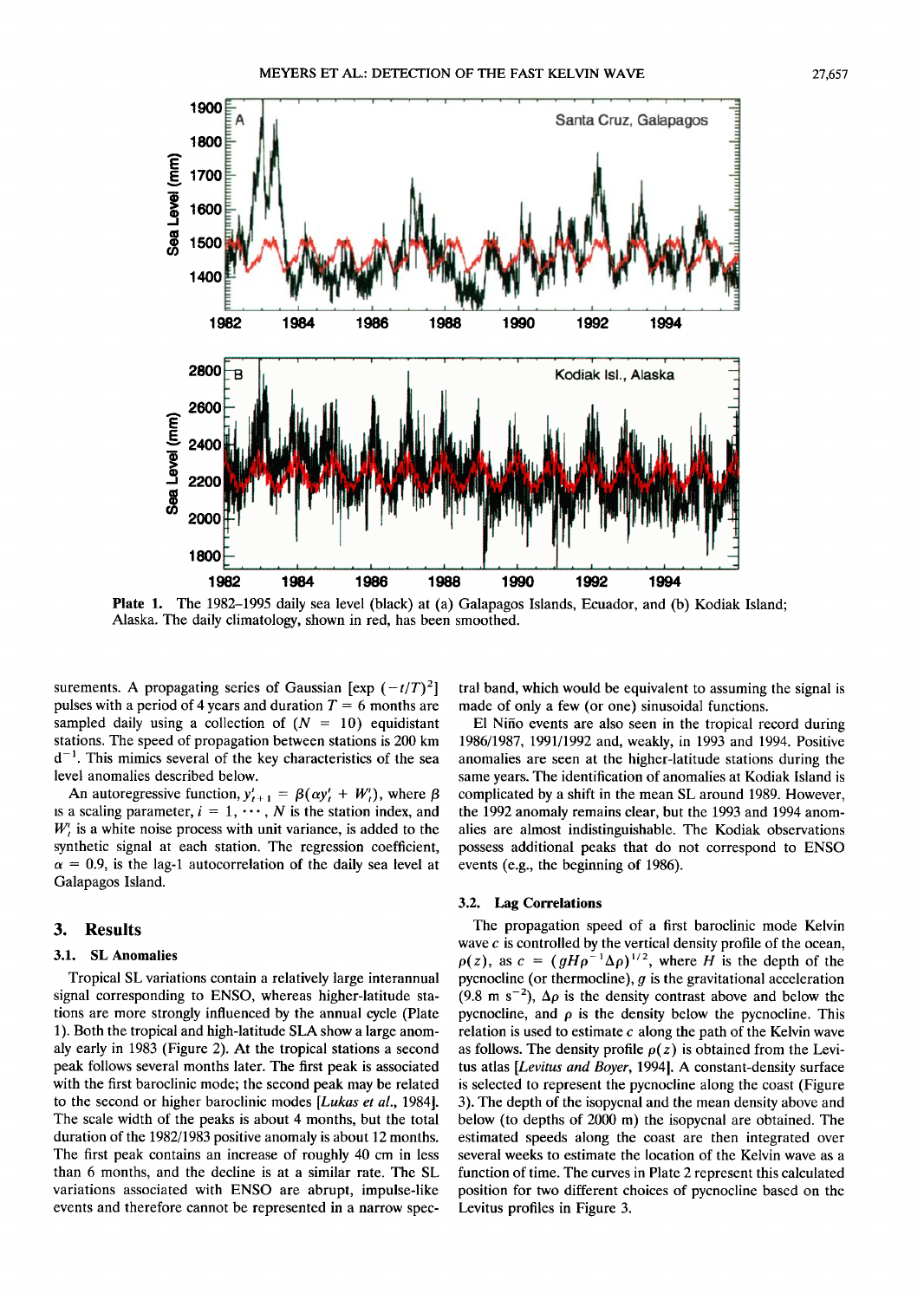Plate 1. The 1982–1995 daily sea level (black) at (a) Galapagos Islands, Ecuador, and (b) Kodiak Island; Alaska. The daily climatology, shown in red, has been smoothed.

surements. A propagating series of Gaussian [$\exp(-t/T)^2$] pulses with a period of 4 years and duration $T = 6$ months are sampled daily using a collection of ($N = 10$) equidistant stations. The speed of propagation between stations is 200 km d$^{-1}$. This mimics several of the key characteristics of the sea level anomalies described below.

An autoregressive function, $y'_{i+1} = \beta(\alpha y'_i + W'_i)$, where $\beta$ is a scaling parameter, $i = 1, \cdots, N$ is the station index, and $W'_i$ is a white noise process with unit variance, is added to the synthetic signal at each station. The regression coefficient, $\alpha = 0.9$, is the lag-1 autocorrelation of the daily sea level at Galapagos Island.

## 3. Results

### 3.1. SL Anomalies

Tropical SL variations contain a relatively large interannual signal corresponding to ENSO, whereas higher-latitude stations are more strongly influenced by the annual cycle (Plate 1). Both the tropical and high-latitude SLA show a large anomaly early in 1983 (Figure 2). At the tropical stations a second peak follows several months later. The first peak is associated with the first baroclinic mode; the second peak may be related to the second or higher baroclinic modes [*Lukas et al.*, 1984]. The scale width of the peaks is about 4 months, but the total duration of the 1982/1983 positive anomaly is about 12 months. The first peak contains an increase of roughly 40 cm in less than 6 months, and the decline is at a similar rate. The SL variations associated with ENSO are abrupt, impulse-like events and therefore cannot be represented in a narrow spectral band, which would be equivalent to assuming the signal is made of only a few (or one) sinusoidal functions.

El Niño events are also seen in the tropical record during 1986/1987, 1991/1992 and, weakly, in 1993 and 1994. Positive anomalies are seen at the higher-latitude stations during the same years. The identification of anomalies at Kodiak Island is complicated by a shift in the mean SL around 1989. However, the 1992 anomaly remains clear, but the 1993 and 1994 anomalies are almost indistinguishable. The Kodiak observations possess additional peaks that do not correspond to ENSO events (e.g., the beginning of 1986).

### 3.2. Lag Correlations

The propagation speed of a first baroclinic mode Kelvin wave $c$ is controlled by the vertical density profile of the ocean, $\rho(z)$, as $c = (gH\rho^{-1}\Delta\rho)^{1/2}$, where $H$ is the depth of the pycnocline (or thermocline), $g$ is the gravitational acceleration (9.8 m s$^{-2}$), $\Delta\rho$ is the density contrast above and below the pycnocline, and $\rho$ is the density below the pycnocline. This relation is used to estimate $c$ along the path of the Kelvin wave as follows. The density profile $\rho(z)$ is obtained from the Levitus atlas [*Levitus and Boyer*, 1994]. A constant-density surface is selected to represent the pycnocline along the coast (Figure 3). The depth of the isopycnal and the mean density above and below (to depths of 2000 m) the isopycnal are obtained. The estimated speeds along the coast are then integrated over several weeks to estimate the location of the Kelvin wave as a function of time. The curves in Plate 2 represent this calculated position for two different choices of pycnocline based on the Levitus profiles in Figure 3.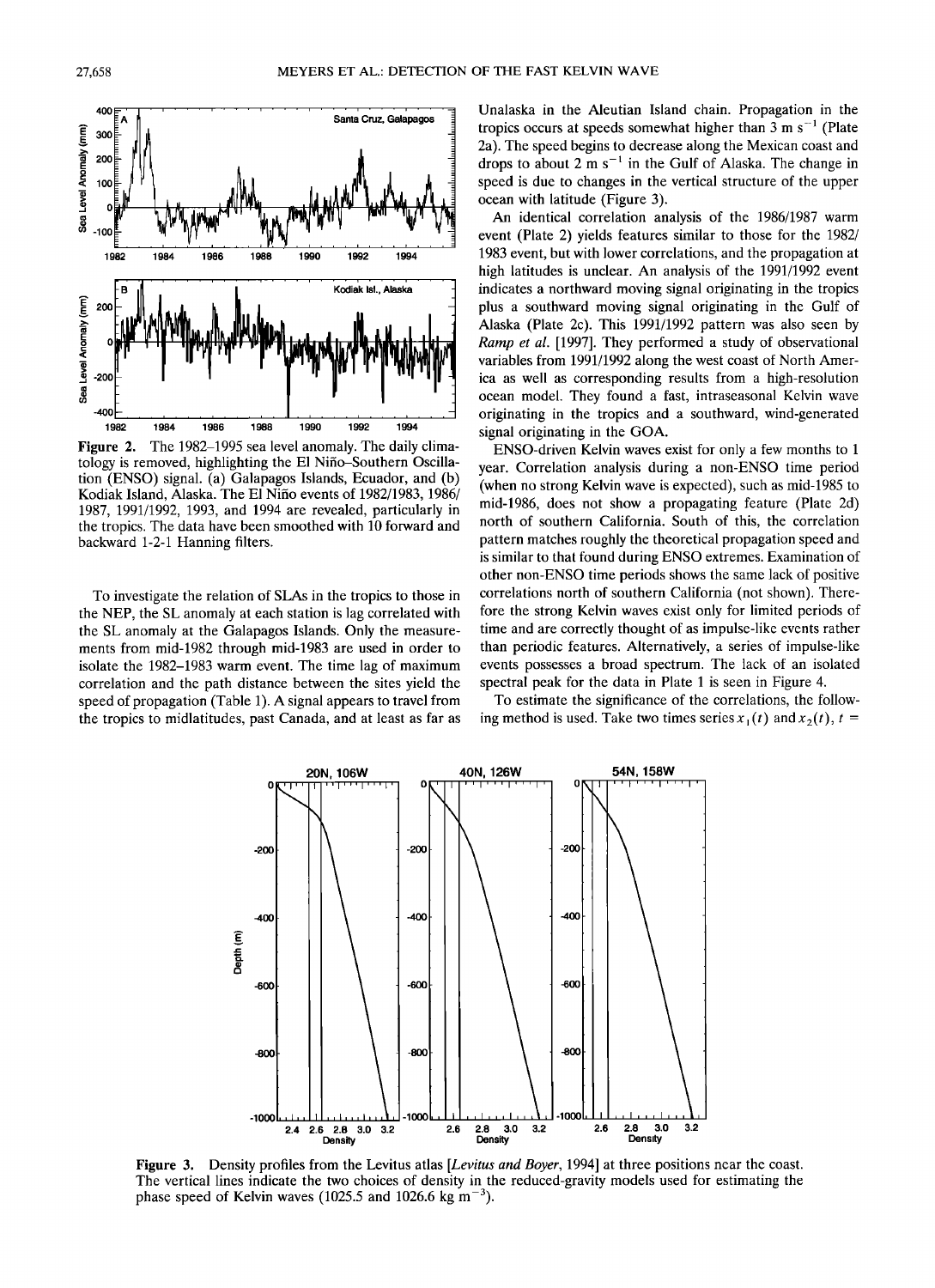**Figure 2.** The 1982–1995 sea level anomaly. The daily climatology is removed, highlighting the El Niño–Southern Oscillation (ENSO) signal. (a) Galapagos Islands, Ecuador, and (b) Kodiak Island, Alaska. The El Niño events of 1982/1983, 1986/1987, 1991/1992, 1993, and 1994 are revealed, particularly in the tropics. The data have been smoothed with 10 forward and backward 1-2-1 Hanning filters.

To investigate the relation of SLAs in the tropics to those in the NEP, the SL anomaly at each station is lag correlated with the SL anomaly at the Galapagos Islands. Only the measurements from mid-1982 through mid-1983 are used in order to isolate the 1982–1983 warm event. The time lag of maximum correlation and the path distance between the sites yield the speed of propagation (Table 1). A signal appears to travel from the tropics to midlatitudes, past Canada, and at least as far as Unalaska in the Aleutian Island chain. Propagation in the tropics occurs at speeds somewhat higher than 3 m $s^{-1}$ (Plate 2a). The speed begins to decrease along the Mexican coast and drops to about 2 m $s^{-1}$ in the Gulf of Alaska. The change in speed is due to changes in the vertical structure of the upper ocean with latitude (Figure 3).

An identical correlation analysis of the 1986/1987 warm event (Plate 2) yields features similar to those for the 1982/1983 event, but with lower correlations, and the propagation at high latitudes is unclear. An analysis of the 1991/1992 event indicates a northward moving signal originating in the tropics plus a southward moving signal originating in the Gulf of Alaska (Plate 2c). This 1991/1992 pattern was also seen by *Ramp et al.* [1997]. They performed a study of observational variables from 1991/1992 along the west coast of North America as well as corresponding results from a high-resolution ocean model. They found a fast, intraseasonal Kelvin wave originating in the tropics and a southward, wind-generated signal originating in the GOA.

ENSO-driven Kelvin waves exist for only a few months to 1 year. Correlation analysis during a non-ENSO time period (when no strong Kelvin wave is expected), such as mid-1985 to mid-1986, does not show a propagating feature (Plate 2d) north of southern California. South of this, the correlation pattern matches roughly the theoretical propagation speed and is similar to that found during ENSO extremes. Examination of other non-ENSO time periods shows the same lack of positive correlations north of southern California (not shown). Therefore the strong Kelvin waves exist only for limited periods of time and are correctly thought of as impulse-like events rather than periodic features. Alternatively, a series of impulse-like events possesses a broad spectrum. The lack of an isolated spectral peak for the data in Plate 1 is seen in Figure 4.

To estimate the significance of the correlations, the following method is used. Take two times series $x_1(t)$ and $x_2(t)$, $t$ =

**Figure 3.** Density profiles from the Levitus atlas [*Levitus and Boyer*, 1994] at three positions near the coast. The vertical lines indicate the two choices of density in the reduced-gravity models used for estimating the phase speed of Kelvin waves (1025.5 and 1026.6 kg $m^{-3}$).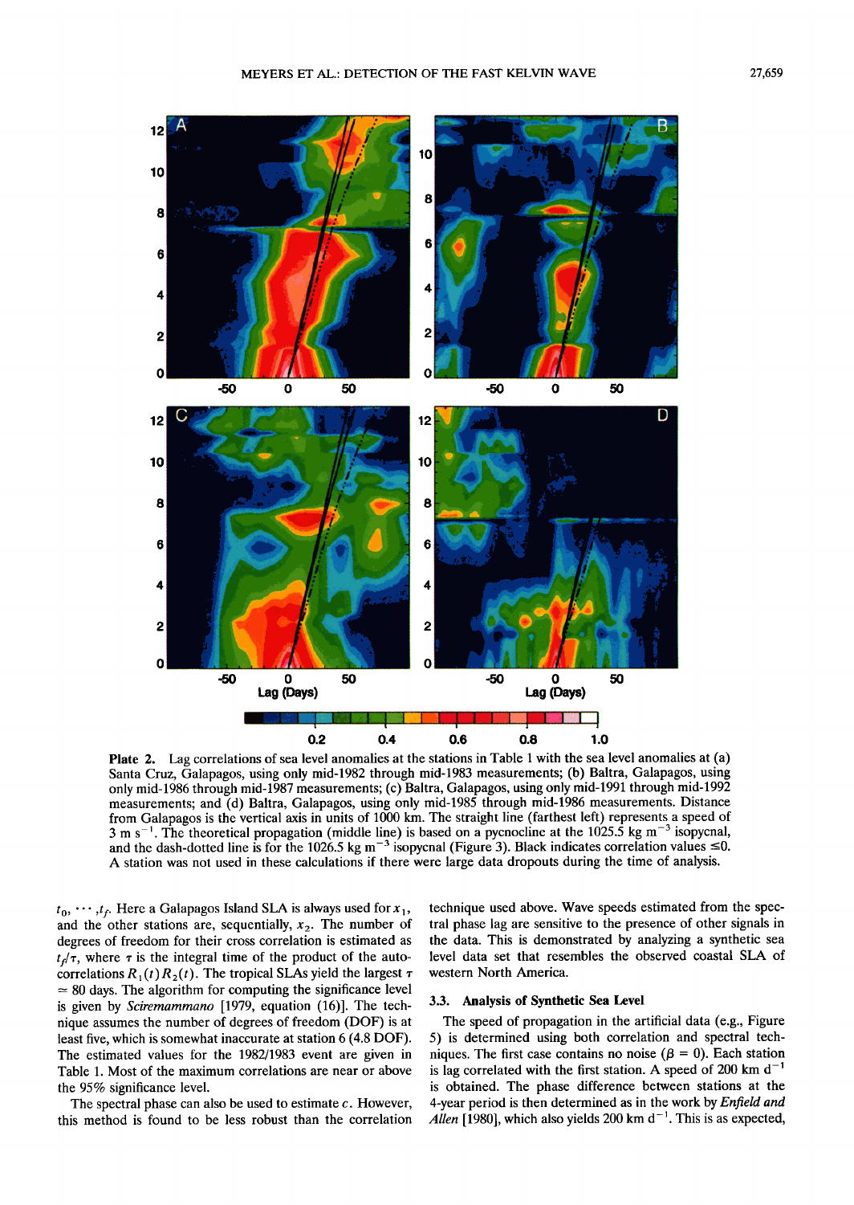Plate 2. Lag correlations of sea level anomalies at the stations in Table 1 with the sea level anomalies at (a) Santa Cruz, Galapagos, using only mid-1982 through mid-1983 measurements; (b) Baltra, Galapagos, using only mid-1986 through mid-1987 measurements; (c) Baltra, Galapagos, using only mid-1991 through mid-1992 measurements; and (d) Baltra, Galapagos, using only mid-1985 through mid-1986 measurements. Distance from Galapagos is the vertical axis in units of 1000 km. The straight line (farthest left) represents a speed of 3 m s$^{-1}$. The theoretical propagation (middle line) is based on a pycnocline at the 1025.5 kg m$^{-3}$ isopycnal, and the dash-dotted line is for the 1026.5 kg m$^{-3}$ isopycnal (Figure 3). Black indicates correlation values ≤0. A station was not used in these calculations if there were large data dropouts during the time of analysis.

$t_0, \cdots, t_f$. Here a Galapagos Island SLA is always used for $x_1$, and the other stations are, sequentially, $x_2$. The number of degrees of freedom for their cross correlation is estimated as $t_f/\tau$, where $\tau$ is the integral time of the product of the autocorrelations $R_1(t)R_2(t)$. The tropical SLAs yield the largest $\tau \simeq 80$ days. The algorithm for computing the significance level is given by *Sciremammano* [1979, equation (16)]. The technique assumes the number of degrees of freedom (DOF) is at least five, which is somewhat inaccurate at station 6 (4.8 DOF). The estimated values for the 1982/1983 event are given in Table 1. Most of the maximum correlations are near or above the 95% significance level.

The spectral phase can also be used to estimate $c$. However, this method is found to be less robust than the correlation technique used above. Wave speeds estimated from the spectral phase lag are sensitive to the presence of other signals in the data. This is demonstrated by analyzing a synthetic sea level data set that resembles the observed coastal SLA of western North America.

### 3.3. Analysis of Synthetic Sea Level

The speed of propagation in the artificial data (e.g., Figure 5) is determined using both correlation and spectral techniques. The first case contains no noise ($\beta = 0$). Each station is lag correlated with the first station. A speed of 200 km d$^{-1}$ is obtained. The phase difference between stations at the 4-year period is then determined as in the work by *Enfield and Allen* [1980], which also yields 200 km d$^{-1}$. This is as expected,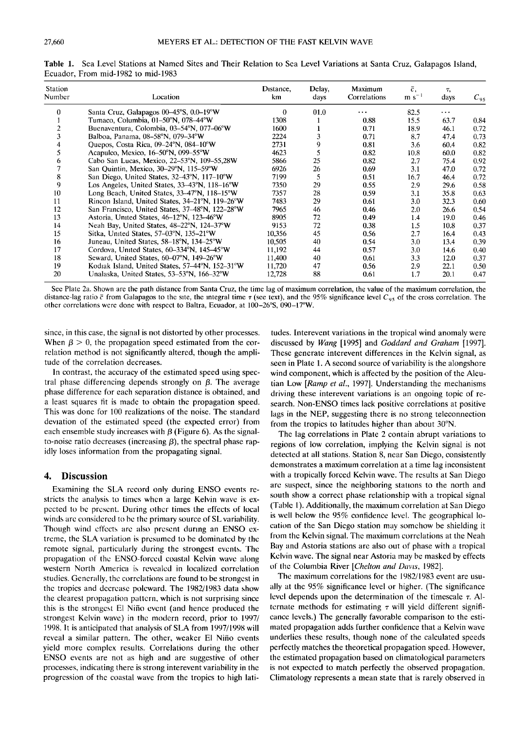**Table 1.** Sea Level Stations at Named Sites and Their Relation to Sea Level Variations at Santa Cruz, Galapagos Island, Ecuador, From mid-1982 to mid-1983

| Station Number | Location | Distance, km | Delay, days | Maximum Correlations | $\bar{c}$, m s$^{-1}$ | $\tau$, days | $C_{95}$ |
|---|---|---|---|---|---|---|---|
| 0 | Santa Cruz, Galapagos 00–45°S, 0.0–19°W | 0 | 01.0 | ... | 82.5 | ... | |
| 1 | Tumaco, Columbia, 01–50°N, 078–44°W | 1308 | 1 | 0.88 | 15.5 | 63.7 | 0.84 |
| 2 | Buenaventura, Colombia, 03–54°N, 077–06°W | 1600 | 1 | 0.71 | 18.9 | 46.1 | 0.72 |
| 3 | Balboa, Panama, 08–58°N, 079–34°W | 2224 | 3 | 0.71 | 8.7 | 47.4 | 0.73 |
| 4 | Quepos, Costa Rica, 09–24°N, 084–10°W | 2731 | 9 | 0.81 | 3.6 | 60.4 | 0.82 |
| 5 | Acapulco, Mexico, 16–50°N, 099–55°W | 4623 | 5 | 0.82 | 10.8 | 60.0 | 0.82 |
| 6 | Cabo San Lucas, Mexico, 22–53°N, 109–55,28W | 5866 | 25 | 0.82 | 2.7 | 75.4 | 0.92 |
| 7 | San Quintin, Mexico, 30–29°N, 115–59°W | 6926 | 26 | 0.69 | 3.1 | 47.0 | 0.72 |
| 8 | San Diego, United States, 32–43°N, 117–10°W | 7199 | 5 | 0.51 | 16.7 | 46.4 | 0.72 |
| 9 | Los Angeles, United States, 33–43°N, 118–16°W | 7350 | 29 | 0.55 | 2.9 | 29.6 | 0.58 |
| 10 | Long Beach, United States, 33–47°N, 118–15°W | 7357 | 28 | 0.59 | 3.1 | 35.8 | 0.63 |
| 11 | Rincon Island, United States, 34–21°N, 119–26°W | 7483 | 29 | 0.61 | 3.0 | 32.3 | 0.60 |
| 12 | San Francisco, United States, 37–48°N, 122–28°W | 7965 | 46 | 0.46 | 2.0 | 26.6 | 0.54 |
| 13 | Astoria, United States, 46–12°N, 123–46°W | 8905 | 72 | 0.49 | 1.4 | 19.0 | 0.46 |
| 14 | Neah Bay, United States, 48–22°N, 124–37°W | 9153 | 72 | 0.38 | 1.5 | 10.8 | 0.37 |
| 15 | Sitka, United States, 57–03°N, 135–21°W | 10,356 | 45 | 0.56 | 2.7 | 16.4 | 0.43 |
| 16 | Juneau, United States, 58–18°N, 134–25°W | 10,505 | 40 | 0.54 | 3.0 | 13.4 | 0.39 |
| 17 | Cordova, United States, 60–334°N, 145–45°W | 11,192 | 44 | 0.57 | 3.0 | 14.6 | 0.40 |
| 18 | Seward, United States, 60–07°N, 149–26°W | 11,400 | 40 | 0.61 | 3.3 | 12.0 | 0.37 |
| 19 | Kodiak Island, United States, 57–44°N, 152–31°W | 11,720 | 47 | 0.56 | 2.9 | 22.1 | 0.50 |
| 20 | Unalaska, United States, 53–53°N, 166–32°W | 12,728 | 88 | 0.61 | 1.7 | 20.1 | 0.47 |

See Plate 2a. Shown are the path distance from Santa Cruz, the time lag of maximum correlation, the value of the maximum correlation, the distance-lag ratio $\bar{c}$ from Galapagos to the site, the integral time $\tau$ (see text), and the 95% significance level $C_{95}$ of the cross correlation. The other correlations were done with respect to Baltra, Ecuador, at 100–26°S, 090–17°W.

since, in this case, the signal is not distorted by other processes. When $\beta > 0$, the propagation speed estimated from the correlation method is not significantly altered, though the amplitude of the correlation decreases.

In contrast, the accuracy of the estimated speed using spectral phase differencing depends strongly on $\beta$. The average phase difference for each separation distance is obtained, and a least squares fit is made to obtain the propagation speed. This was done for 100 realizations of the noise. The standard deviation of the estimated speed (the expected error) from each ensemble study increases with $\beta$ (Figure 6). As the signal-to-noise ratio decreases (increasing $\beta$), the spectral phase rapidly loses information from the propagating signal.

## 4. Discussion

Examining the SLA record only during ENSO events restricts the analysis to times when a large Kelvin wave is expected to be present. During other times the effects of local winds are considered to be the primary source of SL variability. Though wind effects are also present during an ENSO extreme, the SLA variation is presumed to be dominated by the remote signal, particularly during the strongest events. The propagation of the ENSO-forced coastal Kelvin wave along western North America is revealed in localized correlation studies. Generally, the correlations are found to be strongest in the tropics and decrease poleward. The 1982/1983 data show the clearest propagation pattern, which is not surprising since this is the strongest El Niño event (and hence produced the strongest Kelvin wave) in the modern record, prior to 1997/1998. It is anticipated that analysis of SLA from 1997/1998 will reveal a similar pattern. The other, weaker El Niño events yield more complex results. Correlations during the other ENSO events are not as high and are suggestive of other processes, indicating there is strong interevent variability in the progression of the coastal wave from the tropics to high latitudes. Interevent variations in the tropical wind anomaly were discussed by *Wang* [1995] and *Goddard and Graham* [1997]. These generate interevent differences in the Kelvin signal, as seen in Plate 1. A second source of variability is the alongshore wind component, which is affected by the position of the Aleutian Low [*Ramp et al.*, 1997]. Understanding the mechanisms driving these interevent variations is an ongoing topic of research. Non-ENSO times lack positive correlations at positive lags in the NEP, suggesting there is no strong teleconnection from the tropics to latitudes higher than about 30°N.

The lag correlations in Plate 2 contain abrupt variations to regions of low correlation, implying the Kelvin signal is not detected at all stations. Station 8, near San Diego, consistently demonstrates a maximum correlation at a time lag inconsistent with a tropically forced Kelvin wave. The results at San Diego are suspect, since the neighboring stations to the north and south show a correct phase relationship with a tropical signal (Table 1). Additionally, the maximum correlation at San Diego is well below the 95% confidence level. The geographical location of the San Diego station may somehow be shielding it from the Kelvin signal. The maximum correlations at the Neah Bay and Astoria stations are also out of phase with a tropical Kelvin wave. The signal near Astoria may be masked by effects of the Columbia River [*Chelton and Davis*, 1982].

The maximum correlations for the 1982/1983 event are usually at the 95% significance level or higher. (The significance level depends upon the determination of the timescale $\tau$. Alternate methods for estimating $\tau$ will yield different significance levels.) The generally favorable comparison to the estimated propagation adds further confidence that a Kelvin wave underlies these results, though none of the calculated speeds perfectly matches the theoretical propagation speed. However, the estimated propagation based on climatological parameters is not expected to match perfectly the observed propagation. Climatology represents a mean state that is rarely observed in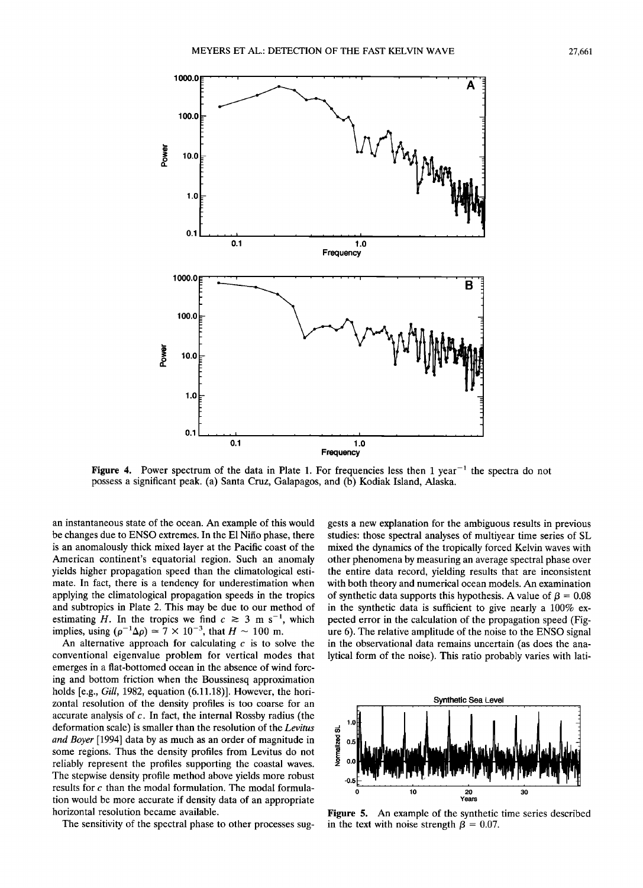Figure 4. Power spectrum of the data in Plate 1. For frequencies less then 1 $\text{year}^{-1}$ the spectra do not possess a significant peak. (a) Santa Cruz, Galapagos, and (b) Kodiak Island, Alaska.

an instantaneous state of the ocean. An example of this would be changes due to ENSO extremes. In the El Niño phase, there is an anomalously thick mixed layer at the Pacific coast of the American continent's equatorial region. Such an anomaly yields higher propagation speed than the climatological estimate. In fact, there is a tendency for underestimation when applying the climatological propagation speeds in the tropics and subtropics in Plate 2. This may be due to our method of estimating $H$. In the tropics we find $c \gtrsim 3 \text{ m s}^{-1}$, which implies, using $(\rho^{-1}\Delta\rho) \simeq 7 \times 10^{-3}$, that $H \sim 100$ m.

An alternative approach for calculating $c$ is to solve the conventional eigenvalue problem for vertical modes that emerges in a flat-bottomed ocean in the absence of wind forcing and bottom friction when the Boussinesq approximation holds [e.g., *Gill*, 1982, equation (6.11.18)]. However, the horizontal resolution of the density profiles is too coarse for an accurate analysis of $c$. In fact, the internal Rossby radius (the deformation scale) is smaller than the resolution of the *Levitus and Boyer* [1994] data by as much as an order of magnitude in some regions. Thus the density profiles from Levitus do not reliably represent the profiles supporting the coastal waves. The stepwise density profile method above yields more robust results for $c$ than the modal formulation. The modal formulation would be more accurate if density data of an appropriate horizontal resolution became available.

The sensitivity of the spectral phase to other processes suggests a new explanation for the ambiguous results in previous studies: those spectral analyses of multiyear time series of SL mixed the dynamics of the tropically forced Kelvin waves with other phenomena by measuring an average spectral phase over the entire data record, yielding results that are inconsistent with both theory and numerical ocean models. An examination of synthetic data supports this hypothesis. A value of $\beta = 0.08$ in the synthetic data is sufficient to give nearly a 100% expected error in the calculation of the propagation speed (Figure 6). The relative amplitude of the noise to the ENSO signal in the observational data remains uncertain (as does the analytical form of the noise). This ratio probably varies with lati-

Figure 5. An example of the synthetic time series described in the text with noise strength $\beta = 0.07$.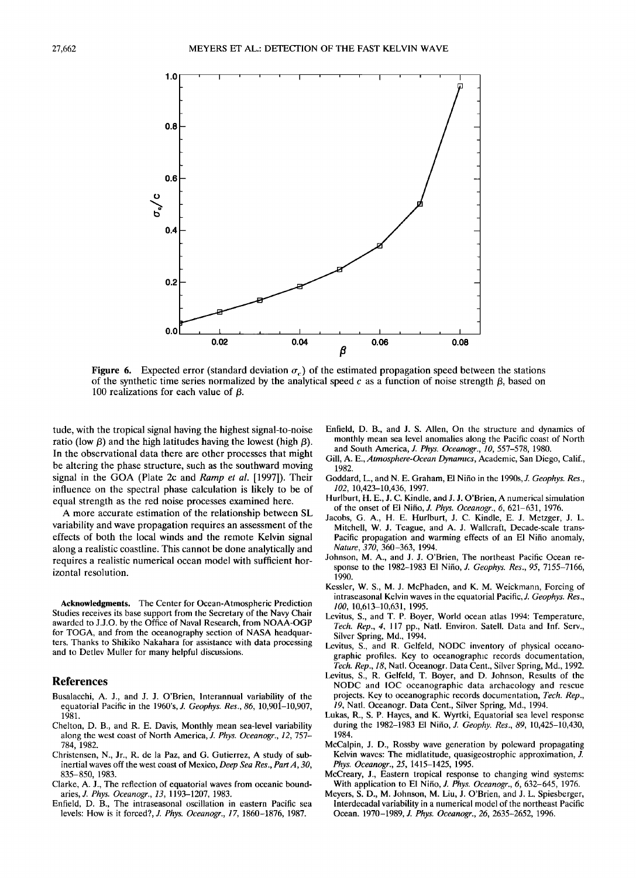Figure 6. Expected error (standard deviation $\sigma_c$) of the estimated propagation speed between the stations of the synthetic time series normalized by the analytical speed $c$ as a function of noise strength $\beta$, based on 100 realizations for each value of $\beta$.

tude, with the tropical signal having the highest signal-to-noise ratio (low $\beta$) and the high latitudes having the lowest (high $\beta$). In the observational data there are other processes that might be altering the phase structure, such as the southward moving signal in the GOA (Plate 2c and *Ramp et al.* [1997]). Their influence on the spectral phase calculation is likely to be of equal strength as the red noise processes examined here.

A more accurate estimation of the relationship between SL variability and wave propagation requires an assessment of the effects of both the local winds and the remote Kelvin signal along a realistic coastline. This cannot be done analytically and requires a realistic numerical ocean model with sufficient horizontal resolution.

**Acknowledgments.** The Center for Ocean-Atmospheric Prediction Studies receives its base support from the Secretary of the Navy Chair awarded to J.J.O. by the Office of Naval Research, from NOAA-OGP for TOGA, and from the oceanography section of NASA headquarters. Thanks to Shikiko Nakahara for assistance with data processing and to Detlev Muller for many helpful discussions.

## References

Busalacchi, A. J., and J. J. O'Brien, Interannual variability of the equatorial Pacific in the 1960's, *J. Geophys. Res.*, *86*, 10,901–10,907, 1981.

Chelton, D. B., and R. E. Davis, Monthly mean sea-level variability along the west coast of North America, *J. Phys. Oceanogr.*, *12*, 757–784, 1982.

Christensen, N., Jr., R. de la Paz, and G. Gutierrez, A study of subinertial waves off the west coast of Mexico, *Deep Sea Res., Part A*, *30*, 835–850, 1983.

Clarke, A. J., The reflection of equatorial waves from oceanic boundaries, *J. Phys. Oceanogr.*, *13*, 1193–1207, 1983.

Enfield, D. B., The intraseasonal oscillation in eastern Pacific sea levels: How is it forced?, *J. Phys. Oceanogr.*, *17*, 1860–1876, 1987.

Enfield, D. B., and J. S. Allen, On the structure and dynamics of monthly mean sea level anomalies along the Pacific coast of North and South America, *J. Phys. Oceanogr.*, *10*, 557–578, 1980.

Gill, A. E., *Atmosphere-Ocean Dynamics*, Academic, San Diego, Calif., 1982.

Goddard, L., and N. E. Graham, El Niño in the 1990s, *J. Geophys. Res.*, *102*, 10,423–10,436, 1997.

Hurlburt, H. E., J. C. Kindle, and J. J. O'Brien, A numerical simulation of the onset of El Niño, *J. Phys. Oceanogr.*, *6*, 621–631, 1976.

Jacobs, G. A., H. E. Hurlburt, J. C. Kindle, E. J. Metzger, J. L. Mitchell, W. J. Teague, and A. J. Wallcraft, Decade-scale trans-Pacific propagation and warming effects of an El Niño anomaly, *Nature*, *370*, 360–363, 1994.

Johnson, M. A., and J. J. O'Brien, The northeast Pacific Ocean response to the 1982–1983 El Niño, *J. Geophys. Res.*, *95*, 7155–7166, 1990.

Kessler, W. S., M. J. McPhaden, and K. M. Weickmann, Forcing of intraseasonal Kelvin waves in the equatorial Pacific, *J. Geophys. Res.*, *100*, 10,613–10,631, 1995.

Levitus, S., and T. P. Boyer, World ocean atlas 1994: Temperature, *Tech. Rep.*, *4*, 117 pp., Natl. Environ. Satell. Data and Inf. Serv., Silver Spring, Md., 1994.

Levitus, S., and R. Gelfeld, NODC inventory of physical oceanographic profiles. Key to oceanographic records documentation, *Tech. Rep.*, *18*, Natl. Oceanogr. Data Cent., Silver Spring, Md., 1992.

Levitus, S., R. Gelfeld, T. Boyer, and D. Johnson, Results of the NODC and IOC oceanographic data archaeology and rescue projects. Key to oceanographic records documentation, *Tech. Rep.*, *19*, Natl. Oceanogr. Data Cent., Silver Spring, Md., 1994.

Lukas, R., S. P. Hayes, and K. Wyrtki, Equatorial sea level response during the 1982–1983 El Niño, *J. Geophy. Res.*, *89*, 10,425–10,430, 1984.

McCalpin, J. D., Rossby wave generation by poleward propagating Kelvin waves: The midlatitude, quasigeostrophic approximation, *J. Phys. Oceanogr.*, *25*, 1415–1425, 1995.

McCreary, J., Eastern tropical response to changing wind systems: With application to El Niño, *J. Phys. Oceanogr.*, *6*, 632–645, 1976.

Meyers, S. D., M. Johnson, M. Liu, J. O'Brien, and J. L. Spiesberger, Interdecadal variability in a numerical model of the northeast Pacific Ocean. 1970–1989, *J. Phys. Oceanogr.*, *26*, 2635–2652, 1996.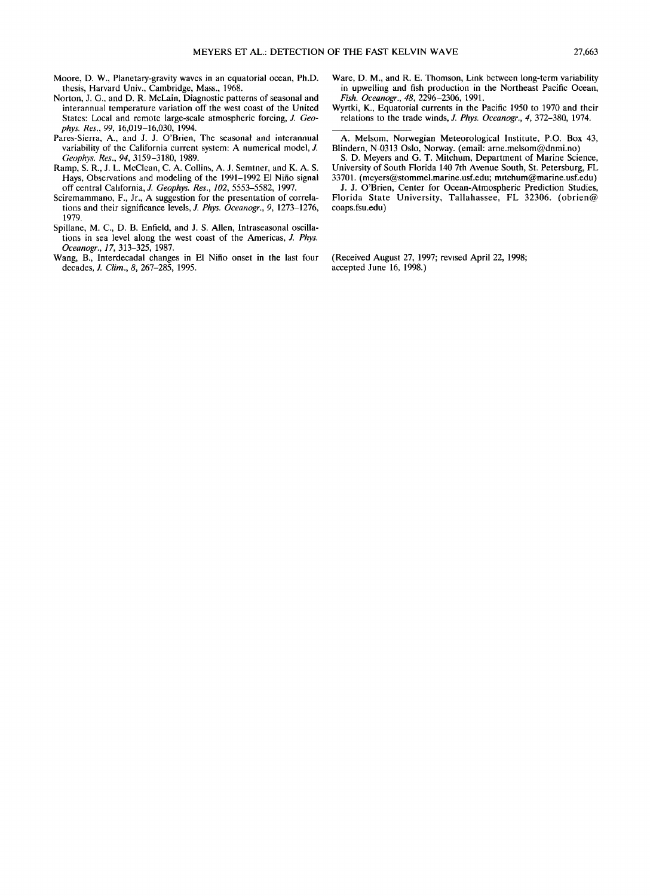Moore, D. W., Planetary-gravity waves in an equatorial ocean, Ph.D. thesis, Harvard Univ., Cambridge, Mass., 1968.

Norton, J. G., and D. R. McLain, Diagnostic patterns of seasonal and interannual temperature variation off the west coast of the United States: Local and remote large-scale atmospheric forcing, *J. Geophys. Res.*, *99*, 16,019–16,030, 1994.

Pares-Sierra, A., and J. J. O'Brien, The seasonal and interannual variability of the California current system: A numerical model, *J. Geophys. Res.*, *94*, 3159–3180, 1989.

Ramp, S. R., J. L. McClean, C. A. Collins, A. J. Semtner, and K. A. S. Hays, Observations and modeling of the 1991–1992 El Niño signal off central California, *J. Geophys. Res.*, *102*, 5553–5582, 1997.

Sciremammano, F., Jr., A suggestion for the presentation of correlations and their significance levels, *J. Phys. Oceanogr.*, *9*, 1273–1276, 1979.

Spillane, M. C., D. B. Enfield, and J. S. Allen, Intraseasonal oscillations in sea level along the west coast of the Americas, *J. Phys. Oceanogr.*, *17*, 313–325, 1987.

Wang, B., Interdecadal changes in El Niño onset in the last four decades, *J. Clim.*, *8*, 267–285, 1995.

Ware, D. M., and R. E. Thomson, Link between long-term variability in upwelling and fish production in the Northeast Pacific Ocean, *Fish. Oceanogr.*, *48*, 2296–2306, 1991.

Wyrtki, K., Equatorial currents in the Pacific 1950 to 1970 and their relations to the trade winds, *J. Phys. Oceanogr.*, *4*, 372–380, 1974.

---

A. Melsom, Norwegian Meteorological Institute, P.O. Box 43, Blindern, N-0313 Oslo, Norway. (email: arne.melsom@dnmi.no)

S. D. Meyers and G. T. Mitchum, Department of Marine Science, University of South Florida 140 7th Avenue South, St. Petersburg, FL 33701. (meyers@stommel.marine.usf.edu; mitchum@marine.usf.edu)

J. J. O'Brien, Center for Ocean-Atmospheric Prediction Studies, Florida State University, Tallahassee, FL 32306. (obrien@coaps.fsu.edu)

(Received August 27, 1997; revised April 22, 1998; accepted June 16, 1998.)